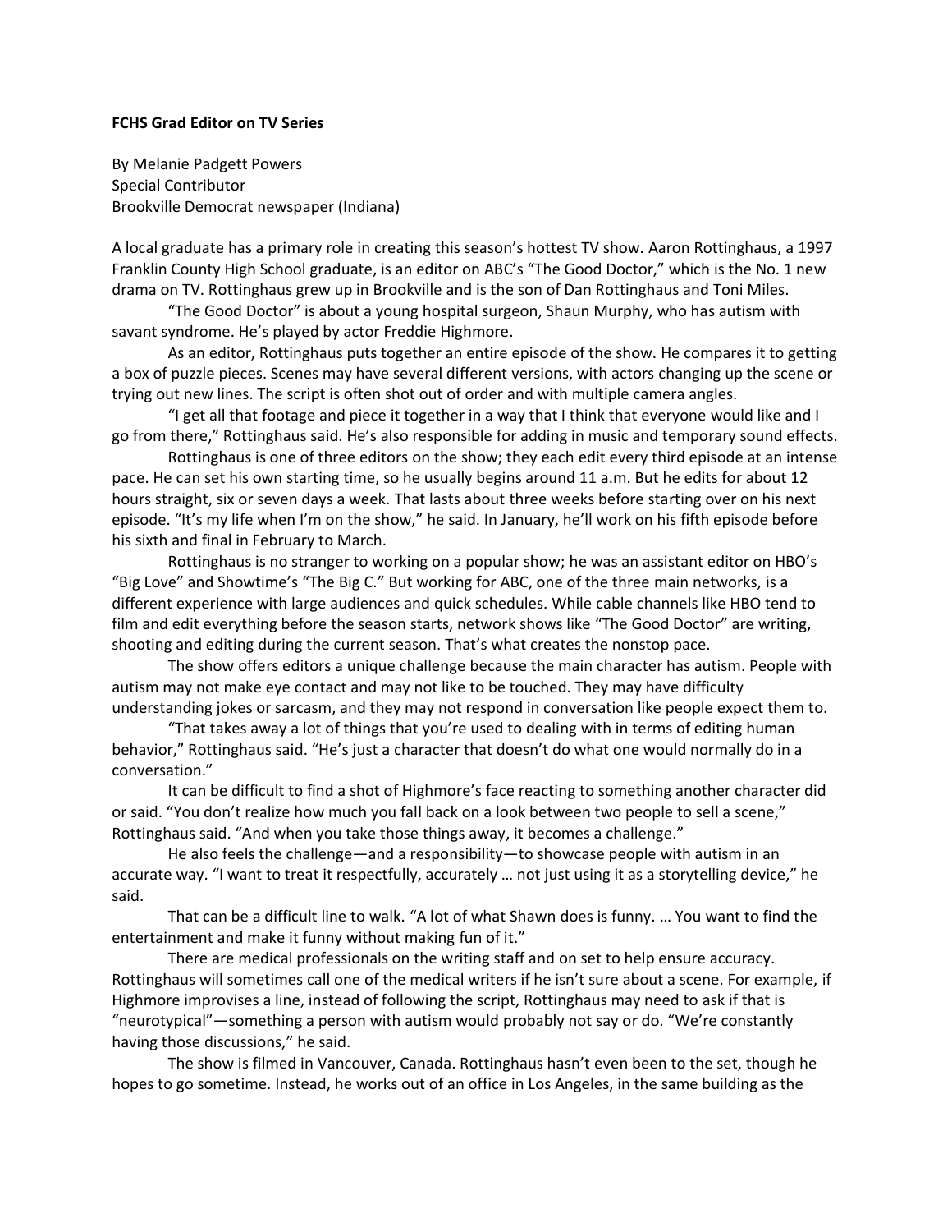**FCHS Grad Editor on TV Series**

By Melanie Padgett Powers
Special Contributor
Brookville Democrat newspaper (Indiana)

A local graduate has a primary role in creating this season's hottest TV show. Aaron Rottinghaus, a 1997 Franklin County High School graduate, is an editor on ABC's "The Good Doctor," which is the No. 1 new drama on TV. Rottinghaus grew up in Brookville and is the son of Dan Rottinghaus and Toni Miles.

"The Good Doctor" is about a young hospital surgeon, Shaun Murphy, who has autism with savant syndrome. He's played by actor Freddie Highmore.

As an editor, Rottinghaus puts together an entire episode of the show. He compares it to getting a box of puzzle pieces. Scenes may have several different versions, with actors changing up the scene or trying out new lines. The script is often shot out of order and with multiple camera angles.

"I get all that footage and piece it together in a way that I think that everyone would like and I go from there," Rottinghaus said. He's also responsible for adding in music and temporary sound effects.

Rottinghaus is one of three editors on the show; they each edit every third episode at an intense pace. He can set his own starting time, so he usually begins around 11 a.m. But he edits for about 12 hours straight, six or seven days a week. That lasts about three weeks before starting over on his next episode. "It's my life when I'm on the show," he said. In January, he'll work on his fifth episode before his sixth and final in February to March.

Rottinghaus is no stranger to working on a popular show; he was an assistant editor on HBO's "Big Love" and Showtime's "The Big C." But working for ABC, one of the three main networks, is a different experience with large audiences and quick schedules. While cable channels like HBO tend to film and edit everything before the season starts, network shows like "The Good Doctor" are writing, shooting and editing during the current season. That's what creates the nonstop pace.

The show offers editors a unique challenge because the main character has autism. People with autism may not make eye contact and may not like to be touched. They may have difficulty understanding jokes or sarcasm, and they may not respond in conversation like people expect them to.

"That takes away a lot of things that you're used to dealing with in terms of editing human behavior," Rottinghaus said. "He's just a character that doesn't do what one would normally do in a conversation."

It can be difficult to find a shot of Highmore's face reacting to something another character did or said. "You don't realize how much you fall back on a look between two people to sell a scene," Rottinghaus said. "And when you take those things away, it becomes a challenge."

He also feels the challenge—and a responsibility—to showcase people with autism in an accurate way. "I want to treat it respectfully, accurately … not just using it as a storytelling device," he said.

That can be a difficult line to walk. "A lot of what Shawn does is funny. … You want to find the entertainment and make it funny without making fun of it."

There are medical professionals on the writing staff and on set to help ensure accuracy. Rottinghaus will sometimes call one of the medical writers if he isn't sure about a scene. For example, if Highmore improvises a line, instead of following the script, Rottinghaus may need to ask if that is "neurotypical"—something a person with autism would probably not say or do. "We're constantly having those discussions," he said.

The show is filmed in Vancouver, Canada. Rottinghaus hasn't even been to the set, though he hopes to go sometime. Instead, he works out of an office in Los Angeles, in the same building as the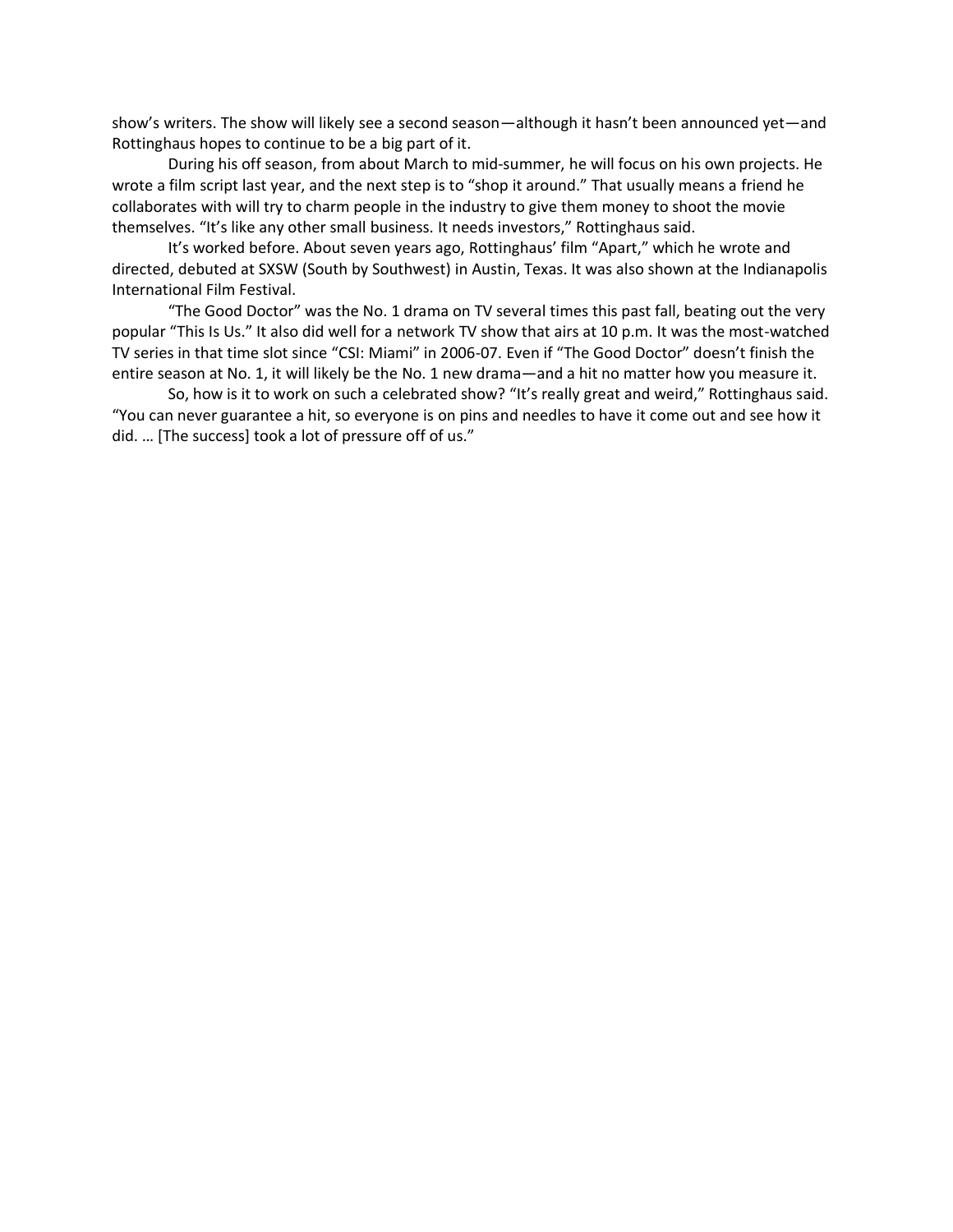show's writers. The show will likely see a second season—although it hasn't been announced yet—and Rottinghaus hopes to continue to be a big part of it.

During his off season, from about March to mid-summer, he will focus on his own projects. He wrote a film script last year, and the next step is to "shop it around." That usually means a friend he collaborates with will try to charm people in the industry to give them money to shoot the movie themselves. "It's like any other small business. It needs investors," Rottinghaus said.

It's worked before. About seven years ago, Rottinghaus' film "Apart," which he wrote and directed, debuted at SXSW (South by Southwest) in Austin, Texas. It was also shown at the Indianapolis International Film Festival.

"The Good Doctor" was the No. 1 drama on TV several times this past fall, beating out the very popular "This Is Us." It also did well for a network TV show that airs at 10 p.m. It was the most-watched TV series in that time slot since "CSI: Miami" in 2006-07. Even if "The Good Doctor" doesn't finish the entire season at No. 1, it will likely be the No. 1 new drama—and a hit no matter how you measure it.

So, how is it to work on such a celebrated show? "It's really great and weird," Rottinghaus said. "You can never guarantee a hit, so everyone is on pins and needles to have it come out and see how it did. … [The success] took a lot of pressure off of us."